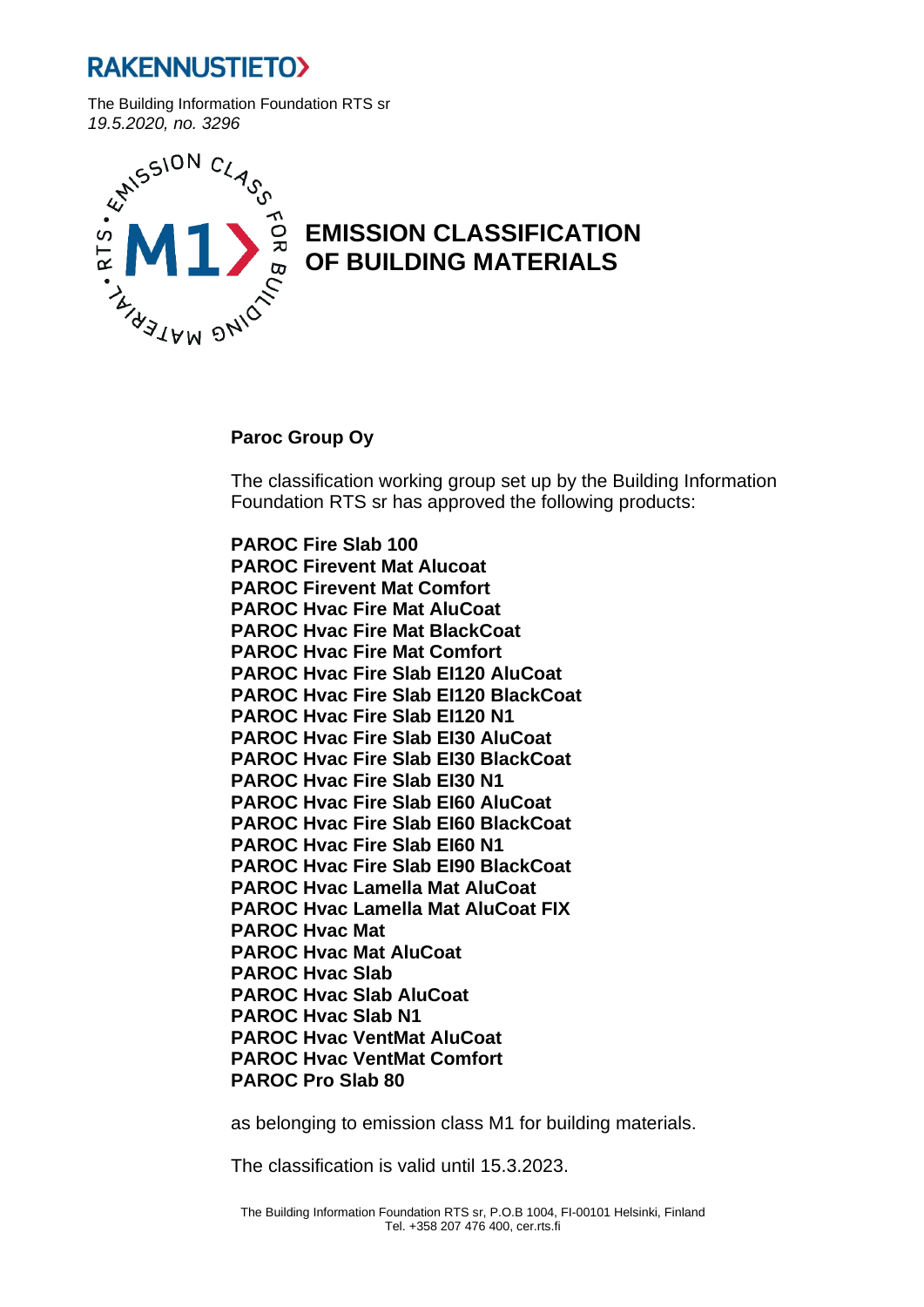**RAKENNUSTIETO**

The Building Information Foundation RTS sr
*19.5.2020, no. 3296*

# EMISSION CLASSIFICATION OF BUILDING MATERIALS

**Paroc Group Oy**

The classification working group set up by the Building Information Foundation RTS sr has approved the following products:

**PAROC Fire Slab 100**
**PAROC Firevent Mat Alucoat**
**PAROC Firevent Mat Comfort**
**PAROC Hvac Fire Mat AluCoat**
**PAROC Hvac Fire Mat BlackCoat**
**PAROC Hvac Fire Mat Comfort**
**PAROC Hvac Fire Slab EI120 AluCoat**
**PAROC Hvac Fire Slab EI120 BlackCoat**
**PAROC Hvac Fire Slab EI120 N1**
**PAROC Hvac Fire Slab EI30 AluCoat**
**PAROC Hvac Fire Slab EI30 BlackCoat**
**PAROC Hvac Fire Slab EI30 N1**
**PAROC Hvac Fire Slab EI60 AluCoat**
**PAROC Hvac Fire Slab EI60 BlackCoat**
**PAROC Hvac Fire Slab EI60 N1**
**PAROC Hvac Fire Slab EI90 BlackCoat**
**PAROC Hvac Lamella Mat AluCoat**
**PAROC Hvac Lamella Mat AluCoat FIX**
**PAROC Hvac Mat**
**PAROC Hvac Mat AluCoat**
**PAROC Hvac Slab**
**PAROC Hvac Slab AluCoat**
**PAROC Hvac Slab N1**
**PAROC Hvac VentMat AluCoat**
**PAROC Hvac VentMat Comfort**
**PAROC Pro Slab 80**

as belonging to emission class M1 for building materials.

The classification is valid until 15.3.2023.

The Building Information Foundation RTS sr, P.O.B 1004, FI-00101 Helsinki, Finland
Tel. +358 207 476 400, cer.rts.fi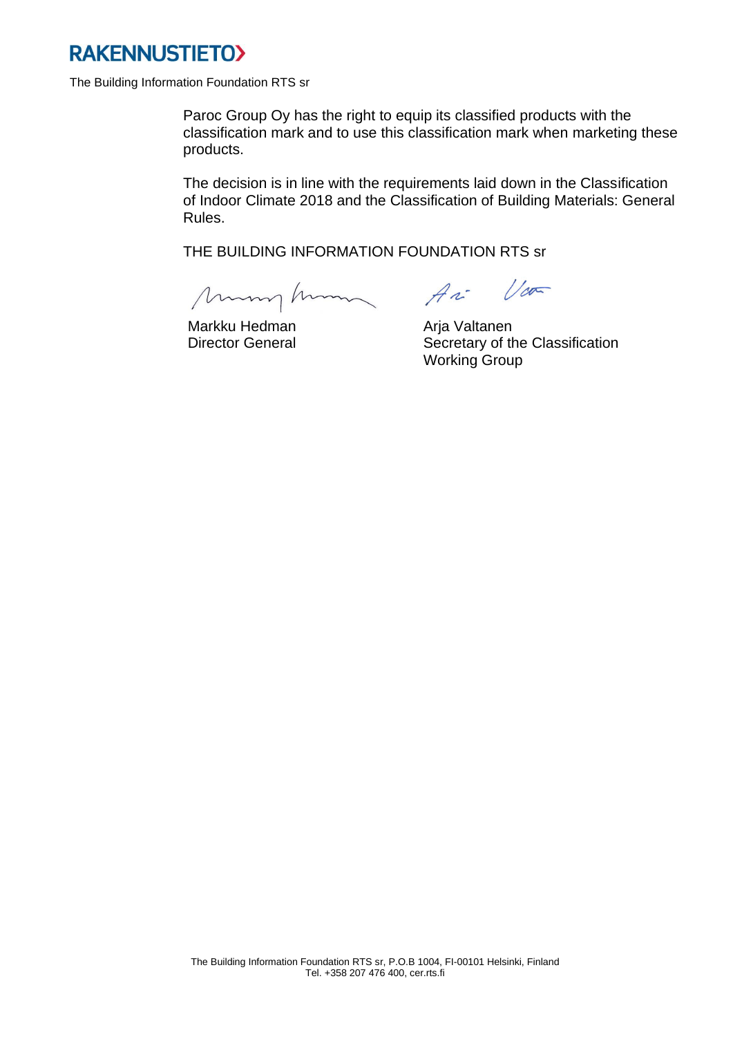Paroc Group Oy has the right to equip its classified products with the classification mark and to use this classification mark when marketing these products.

The decision is in line with the requirements laid down in the Classification of Indoor Climate 2018 and the Classification of Building Materials: General Rules.

THE BUILDING INFORMATION FOUNDATION RTS sr

Markku Hedman
Director General

Arja Valtanen
Secretary of the Classification Working Group